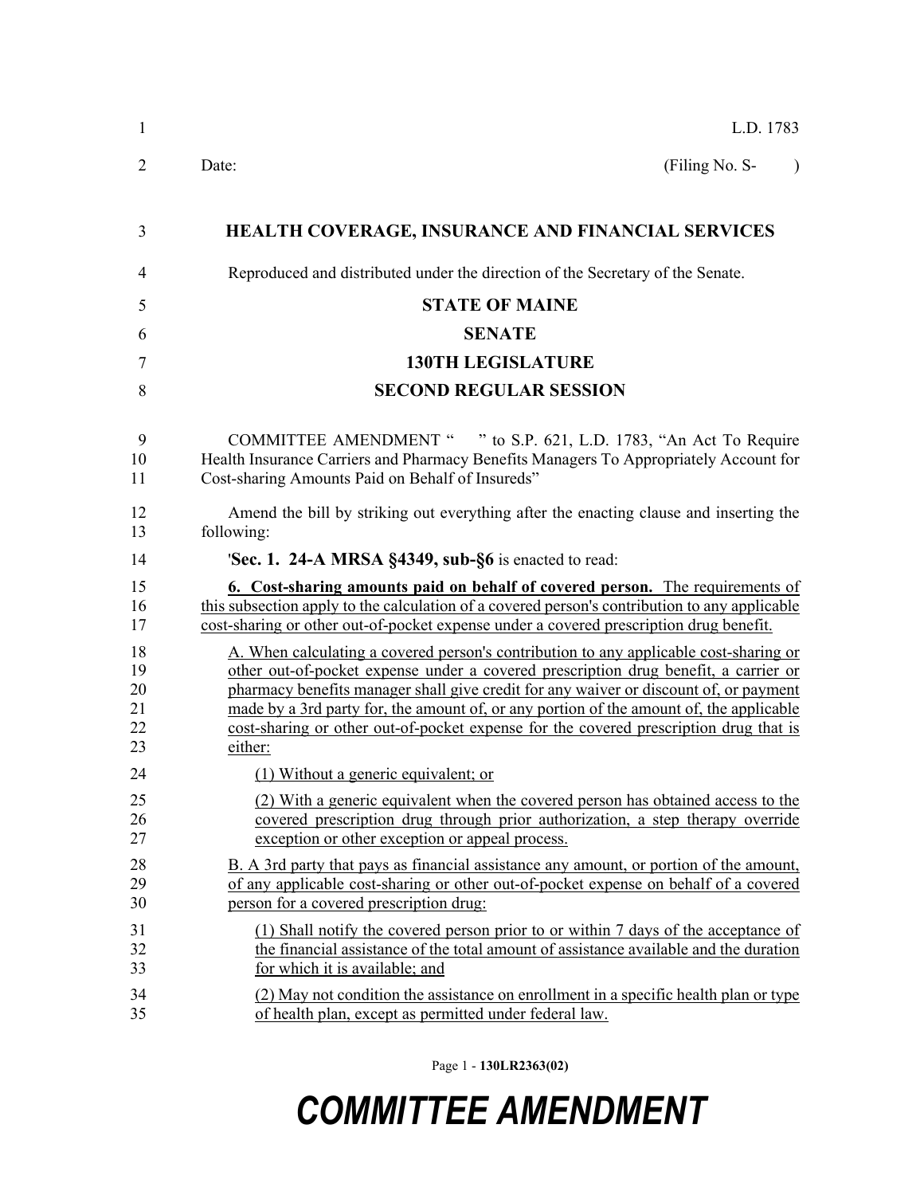L.D. 1783

Date: (Filing No. S- )

# HEALTH COVERAGE, INSURANCE AND FINANCIAL SERVICES

Reproduced and distributed under the direction of the Secretary of the Senate.

## STATE OF MAINE

## SENATE

## 130TH LEGISLATURE

## SECOND REGULAR SESSION

COMMITTEE AMENDMENT " " to S.P. 621, L.D. 1783, "An Act To Require Health Insurance Carriers and Pharmacy Benefits Managers To Appropriately Account for Cost-sharing Amounts Paid on Behalf of Insureds"

Amend the bill by striking out everything after the enacting clause and inserting the following:

'**Sec. 1. 24-A MRSA §4349, sub-§6** is enacted to read:

**6. Cost-sharing amounts paid on behalf of covered person.** The requirements of this subsection apply to the calculation of a covered person's contribution to any applicable cost-sharing or other out-of-pocket expense under a covered prescription drug benefit.

A. When calculating a covered person's contribution to any applicable cost-sharing or other out-of-pocket expense under a covered prescription drug benefit, a carrier or pharmacy benefits manager shall give credit for any waiver or discount of, or payment made by a 3rd party for, the amount of, or any portion of the amount of, the applicable cost-sharing or other out-of-pocket expense for the covered prescription drug that is either:

(1) Without a generic equivalent; or

(2) With a generic equivalent when the covered person has obtained access to the covered prescription drug through prior authorization, a step therapy override exception or other exception or appeal process.

B. A 3rd party that pays as financial assistance any amount, or portion of the amount, of any applicable cost-sharing or other out-of-pocket expense on behalf of a covered person for a covered prescription drug:

(1) Shall notify the covered person prior to or within 7 days of the acceptance of the financial assistance of the total amount of assistance available and the duration for which it is available; and

(2) May not condition the assistance on enrollment in a specific health plan or type of health plan, except as permitted under federal law.

Page 1 - **130LR2363(02)**

***COMMITTEE AMENDMENT***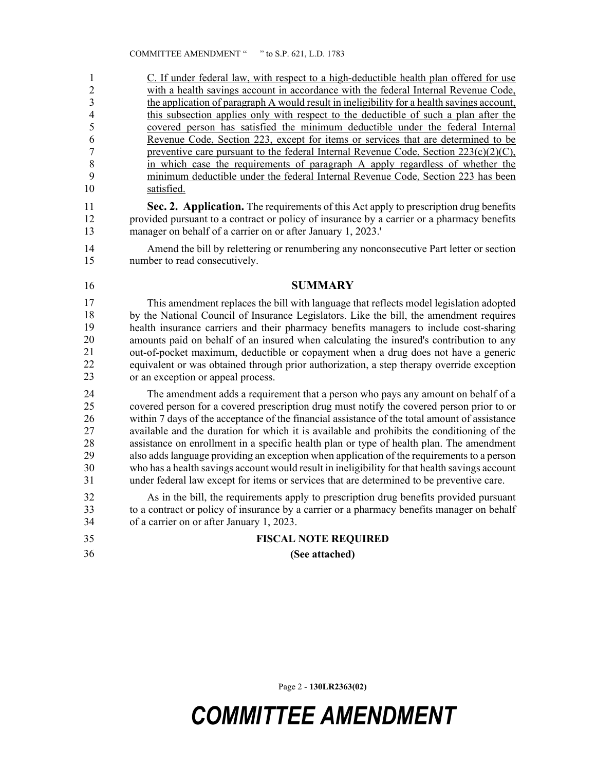C. If under federal law, with respect to a high-deductible health plan offered for use with a health savings account in accordance with the federal Internal Revenue Code, the application of paragraph A would result in ineligibility for a health savings account, this subsection applies only with respect to the deductible of such a plan after the covered person has satisfied the minimum deductible under the federal Internal Revenue Code, Section 223, except for items or services that are determined to be preventive care pursuant to the federal Internal Revenue Code, Section 223(c)(2)(C), in which case the requirements of paragraph A apply regardless of whether the minimum deductible under the federal Internal Revenue Code, Section 223 has been satisfied.

**Sec. 2. Application.** The requirements of this Act apply to prescription drug benefits provided pursuant to a contract or policy of insurance by a carrier or a pharmacy benefits manager on behalf of a carrier on or after January 1, 2023.'

Amend the bill by relettering or renumbering any nonconsecutive Part letter or section number to read consecutively.

## SUMMARY

This amendment replaces the bill with language that reflects model legislation adopted by the National Council of Insurance Legislators. Like the bill, the amendment requires health insurance carriers and their pharmacy benefits managers to include cost-sharing amounts paid on behalf of an insured when calculating the insured's contribution to any out-of-pocket maximum, deductible or copayment when a drug does not have a generic equivalent or was obtained through prior authorization, a step therapy override exception or an exception or appeal process.

The amendment adds a requirement that a person who pays any amount on behalf of a covered person for a covered prescription drug must notify the covered person prior to or within 7 days of the acceptance of the financial assistance of the total amount of assistance available and the duration for which it is available and prohibits the conditioning of the assistance on enrollment in a specific health plan or type of health plan. The amendment also adds language providing an exception when application of the requirements to a person who has a health savings account would result in ineligibility for that health savings account under federal law except for items or services that are determined to be preventive care.

As in the bill, the requirements apply to prescription drug benefits provided pursuant to a contract or policy of insurance by a carrier or a pharmacy benefits manager on behalf of a carrier on or after January 1, 2023.

**FISCAL NOTE REQUIRED**

**(See attached)**